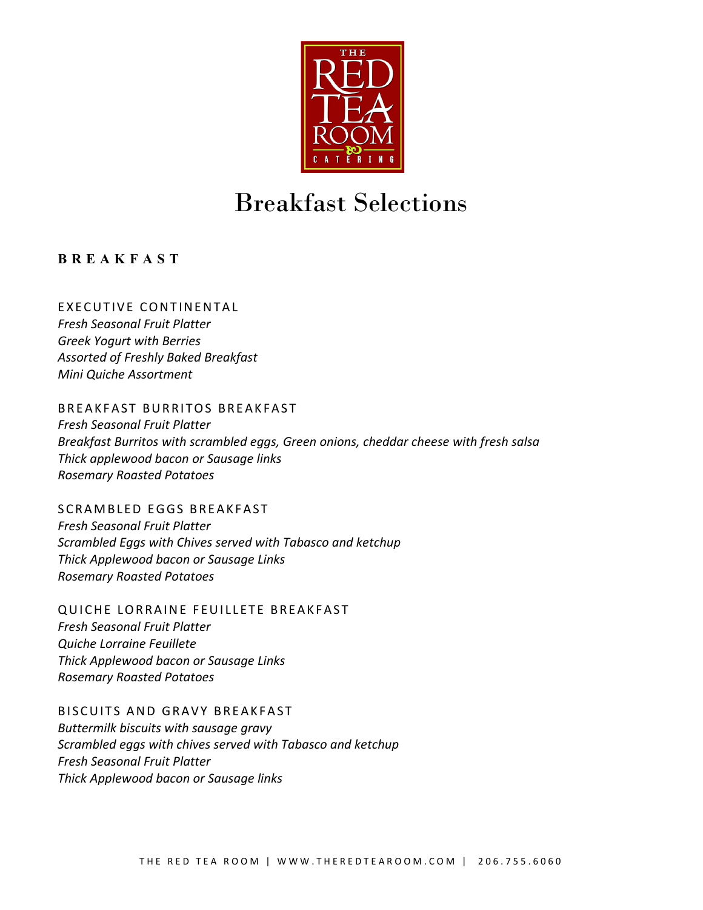# Breakfast Selections

## BREAKFAST

### EXECUTIVE CONTINENTAL

*Fresh Seasonal Fruit Platter*
*Greek Yogurt with Berries*
*Assorted of Freshly Baked Breakfast*
*Mini Quiche Assortment*

### BREAKFAST BURRITOS BREAKFAST

*Fresh Seasonal Fruit Platter*
*Breakfast Burritos with scrambled eggs, Green onions, cheddar cheese with fresh salsa*
*Thick applewood bacon or Sausage links*
*Rosemary Roasted Potatoes*

### SCRAMBLED EGGS BREAKFAST

*Fresh Seasonal Fruit Platter*
*Scrambled Eggs with Chives served with Tabasco and ketchup*
*Thick Applewood bacon or Sausage Links*
*Rosemary Roasted Potatoes*

### QUICHE LORRAINE FEUILLETE BREAKFAST

*Fresh Seasonal Fruit Platter*
*Quiche Lorraine Feuillete*
*Thick Applewood bacon or Sausage Links*
*Rosemary Roasted Potatoes*

### BISCUITS AND GRAVY BREAKFAST

*Buttermilk biscuits with sausage gravy*
*Scrambled eggs with chives served with Tabasco and ketchup*
*Fresh Seasonal Fruit Platter*
*Thick Applewood bacon or Sausage links*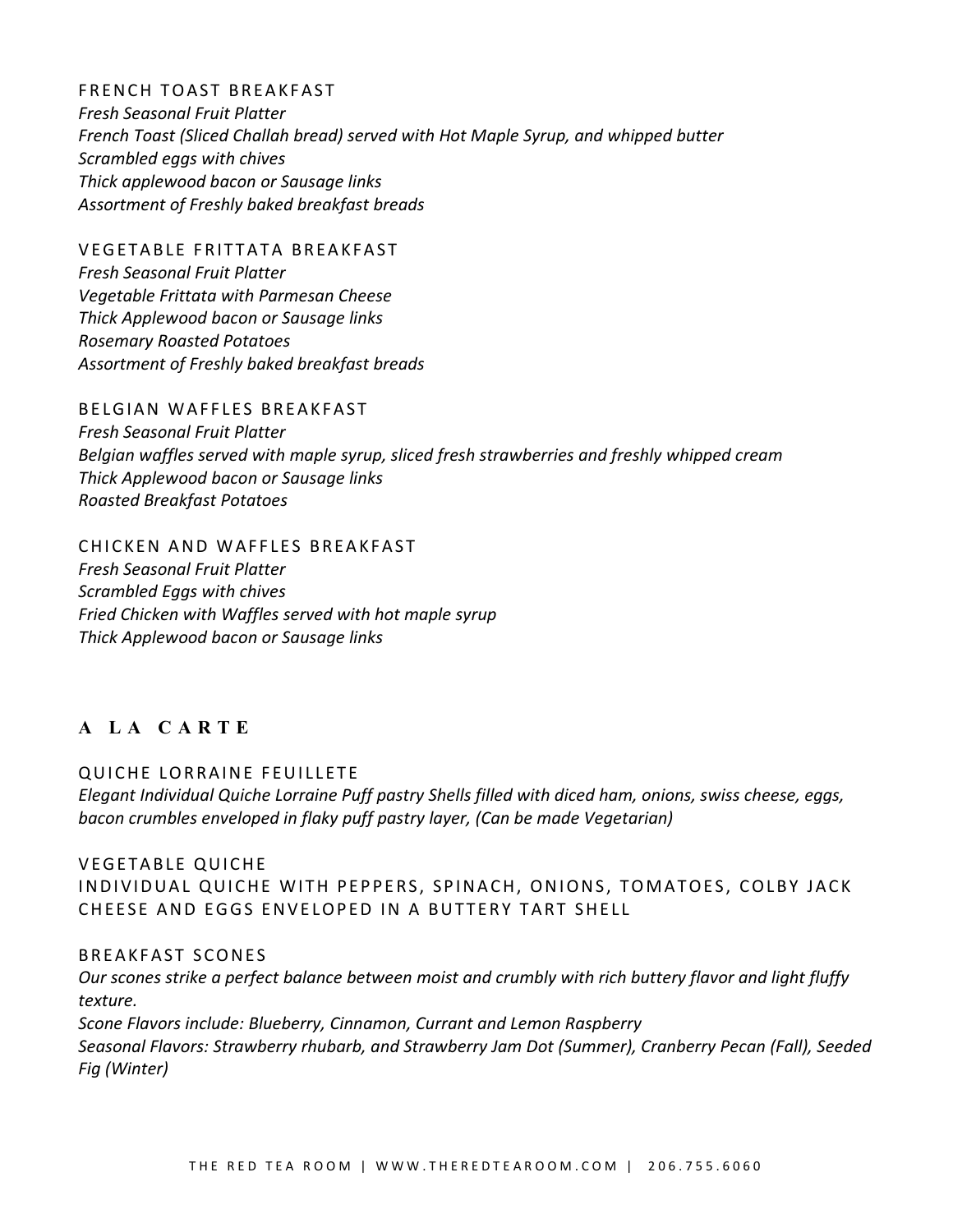### FRENCH TOAST BREAKFAST

*Fresh Seasonal Fruit Platter*
*French Toast (Sliced Challah bread) served with Hot Maple Syrup, and whipped butter*
*Scrambled eggs with chives*
*Thick applewood bacon or Sausage links*
*Assortment of Freshly baked breakfast breads*

### VEGETABLE FRITTATA BREAKFAST

*Fresh Seasonal Fruit Platter*
*Vegetable Frittata with Parmesan Cheese*
*Thick Applewood bacon or Sausage links*
*Rosemary Roasted Potatoes*
*Assortment of Freshly baked breakfast breads*

### BELGIAN WAFFLES BREAKFAST

*Fresh Seasonal Fruit Platter*
*Belgian waffles served with maple syrup, sliced fresh strawberries and freshly whipped cream*
*Thick Applewood bacon or Sausage links*
*Roasted Breakfast Potatoes*

### CHICKEN AND WAFFLES BREAKFAST

*Fresh Seasonal Fruit Platter*
*Scrambled Eggs with chives*
*Fried Chicken with Waffles served with hot maple syrup*
*Thick Applewood bacon or Sausage links*

## A LA CARTE

### QUICHE LORRAINE FEUILLETE

*Elegant Individual Quiche Lorraine Puff pastry Shells filled with diced ham, onions, swiss cheese, eggs, bacon crumbles enveloped in flaky puff pastry layer, (Can be made Vegetarian)*

### VEGETABLE QUICHE

INDIVIDUAL QUICHE WITH PEPPERS, SPINACH, ONIONS, TOMATOES, COLBY JACK CHEESE AND EGGS ENVELOPED IN A BUTTERY TART SHELL

### BREAKFAST SCONES

*Our scones strike a perfect balance between moist and crumbly with rich buttery flavor and light fluffy texture.*
*Scone Flavors include: Blueberry, Cinnamon, Currant and Lemon Raspberry*
*Seasonal Flavors: Strawberry rhubarb, and Strawberry Jam Dot (Summer), Cranberry Pecan (Fall), Seeded Fig (Winter)*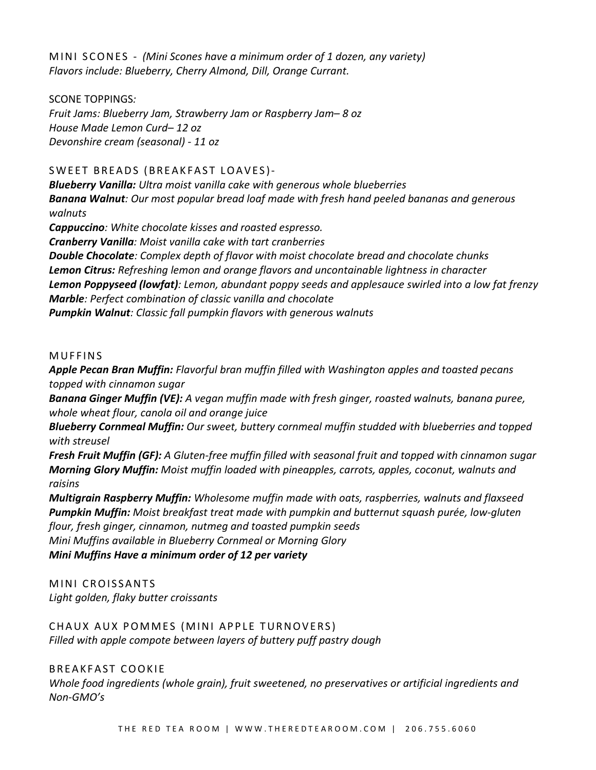## MINI SCONES - *(Mini Scones have a minimum order of 1 dozen, any variety)*

*Flavors include: Blueberry, Cherry Almond, Dill, Orange Currant.*

SCONE TOPPINGS*:*

*Fruit Jams: Blueberry Jam, Strawberry Jam or Raspberry Jam– 8 oz*
*House Made Lemon Curd– 12 oz*
*Devonshire cream (seasonal) - 11 oz*

## SWEET BREADS (BREAKFAST LOAVES)-

***Blueberry Vanilla:*** *Ultra moist vanilla cake with generous whole blueberries*
***Banana Walnut****: Our most popular bread loaf made with fresh hand peeled bananas and generous walnuts*
***Cappuccino****: White chocolate kisses and roasted espresso.*
***Cranberry Vanilla****: Moist vanilla cake with tart cranberries*
***Double Chocolate****: Complex depth of flavor with moist chocolate bread and chocolate chunks*
***Lemon Citrus:*** *Refreshing lemon and orange flavors and uncontainable lightness in character*
***Lemon Poppyseed (lowfat)****: Lemon, abundant poppy seeds and applesauce swirled into a low fat frenzy*
***Marble****: Perfect combination of classic vanilla and chocolate*
***Pumpkin Walnut****: Classic fall pumpkin flavors with generous walnuts*

## MUFFINS

***Apple Pecan Bran Muffin:*** *Flavorful bran muffin filled with Washington apples and toasted pecans topped with cinnamon sugar*
***Banana Ginger Muffin (VE):*** *A vegan muffin made with fresh ginger, roasted walnuts, banana puree, whole wheat flour, canola oil and orange juice*
***Blueberry Cornmeal Muffin:*** *Our sweet, buttery cornmeal muffin studded with blueberries and topped with streusel*
***Fresh Fruit Muffin (GF):*** *A Gluten-free muffin filled with seasonal fruit and topped with cinnamon sugar*
***Morning Glory Muffin:*** *Moist muffin loaded with pineapples, carrots, apples, coconut, walnuts and raisins*
***Multigrain Raspberry Muffin:*** *Wholesome muffin made with oats, raspberries, walnuts and flaxseed*
***Pumpkin Muffin:*** *Moist breakfast treat made with pumpkin and butternut squash purée, low-gluten flour, fresh ginger, cinnamon, nutmeg and toasted pumpkin seeds*
*Mini Muffins available in Blueberry Cornmeal or Morning Glory*
***Mini Muffins Have a minimum order of 12 per variety***

## MINI CROISSANTS

*Light golden, flaky butter croissants*

## CHAUX AUX POMMES (MINI APPLE TURNOVERS)

*Filled with apple compote between layers of buttery puff pastry dough*

## BREAKFAST COOKIE

*Whole food ingredients (whole grain), fruit sweetened, no preservatives or artificial ingredients and Non-GMO's*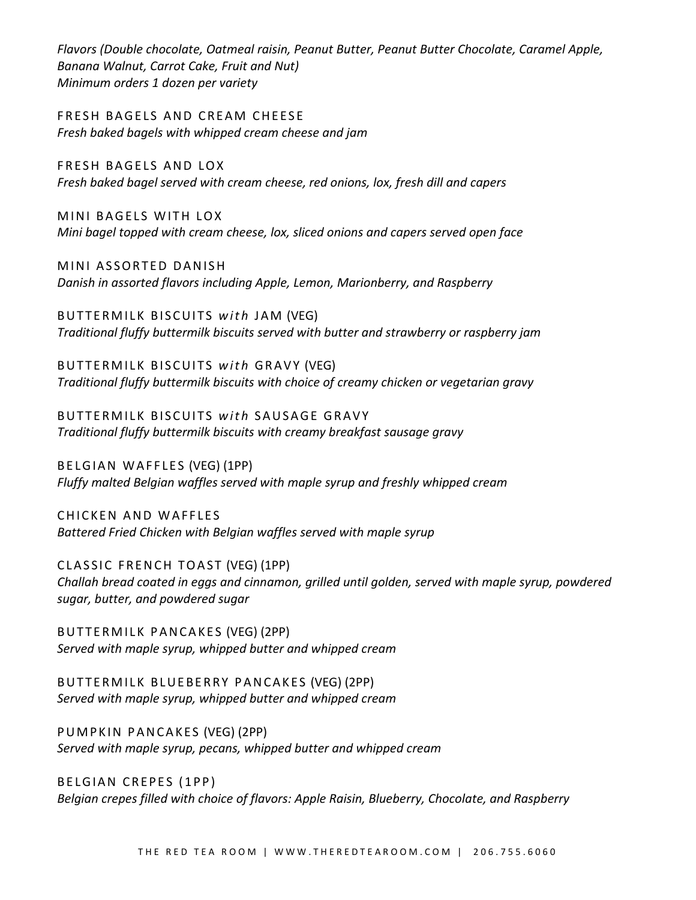*Flavors (Double chocolate, Oatmeal raisin, Peanut Butter, Peanut Butter Chocolate, Caramel Apple, Banana Walnut, Carrot Cake, Fruit and Nut)*
*Minimum orders 1 dozen per variety*

FRESH BAGELS AND CREAM CHEESE
*Fresh baked bagels with whipped cream cheese and jam*

FRESH BAGELS AND LOX
*Fresh baked bagel served with cream cheese, red onions, lox, fresh dill and capers*

MINI BAGELS WITH LOX
*Mini bagel topped with cream cheese, lox, sliced onions and capers served open face*

MINI ASSORTED DANISH
*Danish in assorted flavors including Apple, Lemon, Marionberry, and Raspberry*

BUTTERMILK BISCUITS *with* JAM (VEG)
*Traditional fluffy buttermilk biscuits served with butter and strawberry or raspberry jam*

BUTTERMILK BISCUITS *with* GRAVY (VEG)
*Traditional fluffy buttermilk biscuits with choice of creamy chicken or vegetarian gravy*

BUTTERMILK BISCUITS *with* SAUSAGE GRAVY
*Traditional fluffy buttermilk biscuits with creamy breakfast sausage gravy*

BELGIAN WAFFLES (VEG) (1PP)
*Fluffy malted Belgian waffles served with maple syrup and freshly whipped cream*

CHICKEN AND WAFFLES
*Battered Fried Chicken with Belgian waffles served with maple syrup*

CLASSIC FRENCH TOAST (VEG) (1PP)
*Challah bread coated in eggs and cinnamon, grilled until golden, served with maple syrup, powdered sugar, butter, and powdered sugar*

BUTTERMILK PANCAKES (VEG) (2PP)
*Served with maple syrup, whipped butter and whipped cream*

BUTTERMILK BLUEBERRY PANCAKES (VEG) (2PP)
*Served with maple syrup, whipped butter and whipped cream*

PUMPKIN PANCAKES (VEG) (2PP)
*Served with maple syrup, pecans, whipped butter and whipped cream*

BELGIAN CREPES (1PP)
*Belgian crepes filled with choice of flavors: Apple Raisin, Blueberry, Chocolate, and Raspberry*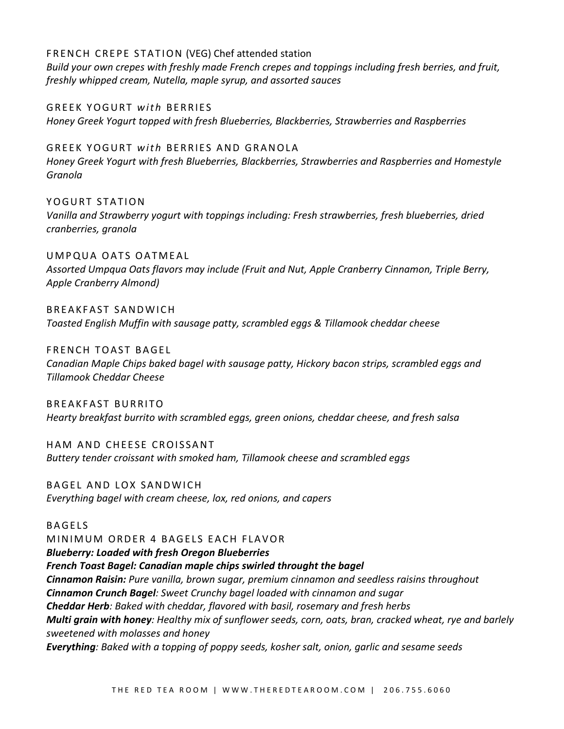### FRENCH CREPE STATION (VEG) Chef attended station

*Build your own crepes with freshly made French crepes and toppings including fresh berries, and fruit, freshly whipped cream, Nutella, maple syrup, and assorted sauces*

### GREEK YOGURT *with* BERRIES

*Honey Greek Yogurt topped with fresh Blueberries, Blackberries, Strawberries and Raspberries*

### GREEK YOGURT *with* BERRIES AND GRANOLA

*Honey Greek Yogurt with fresh Blueberries, Blackberries, Strawberries and Raspberries and Homestyle Granola*

### YOGURT STATION

*Vanilla and Strawberry yogurt with toppings including: Fresh strawberries, fresh blueberries, dried cranberries, granola*

### UMPQUA OATS OATMEAL

*Assorted Umpqua Oats flavors may include (Fruit and Nut, Apple Cranberry Cinnamon, Triple Berry, Apple Cranberry Almond)*

### BREAKFAST SANDWICH

*Toasted English Muffin with sausage patty, scrambled eggs & Tillamook cheddar cheese*

### FRENCH TOAST BAGEL

*Canadian Maple Chips baked bagel with sausage patty, Hickory bacon strips, scrambled eggs and Tillamook Cheddar Cheese*

### BREAKFAST BURRITO

*Hearty breakfast burrito with scrambled eggs, green onions, cheddar cheese, and fresh salsa*

### HAM AND CHEESE CROISSANT

*Buttery tender croissant with smoked ham, Tillamook cheese and scrambled eggs*

### BAGEL AND LOX SANDWICH

*Everything bagel with cream cheese, lox, red onions, and capers*

### BAGELS

MINIMUM ORDER 4 BAGELS EACH FLAVOR

***Blueberry: Loaded with fresh Oregon Blueberries***

***French Toast Bagel: Canadian maple chips swirled throught the bagel***

***Cinnamon Raisin:*** *Pure vanilla, brown sugar, premium cinnamon and seedless raisins throughout*

***Cinnamon Crunch Bagel****: Sweet Crunchy bagel loaded with cinnamon and sugar*

***Cheddar Herb****: Baked with cheddar, flavored with basil, rosemary and fresh herbs*

***Multi grain with honey****: Healthy mix of sunflower seeds, corn, oats, bran, cracked wheat, rye and barlely sweetened with molasses and honey*

***Everything****: Baked with a topping of poppy seeds, kosher salt, onion, garlic and sesame seeds*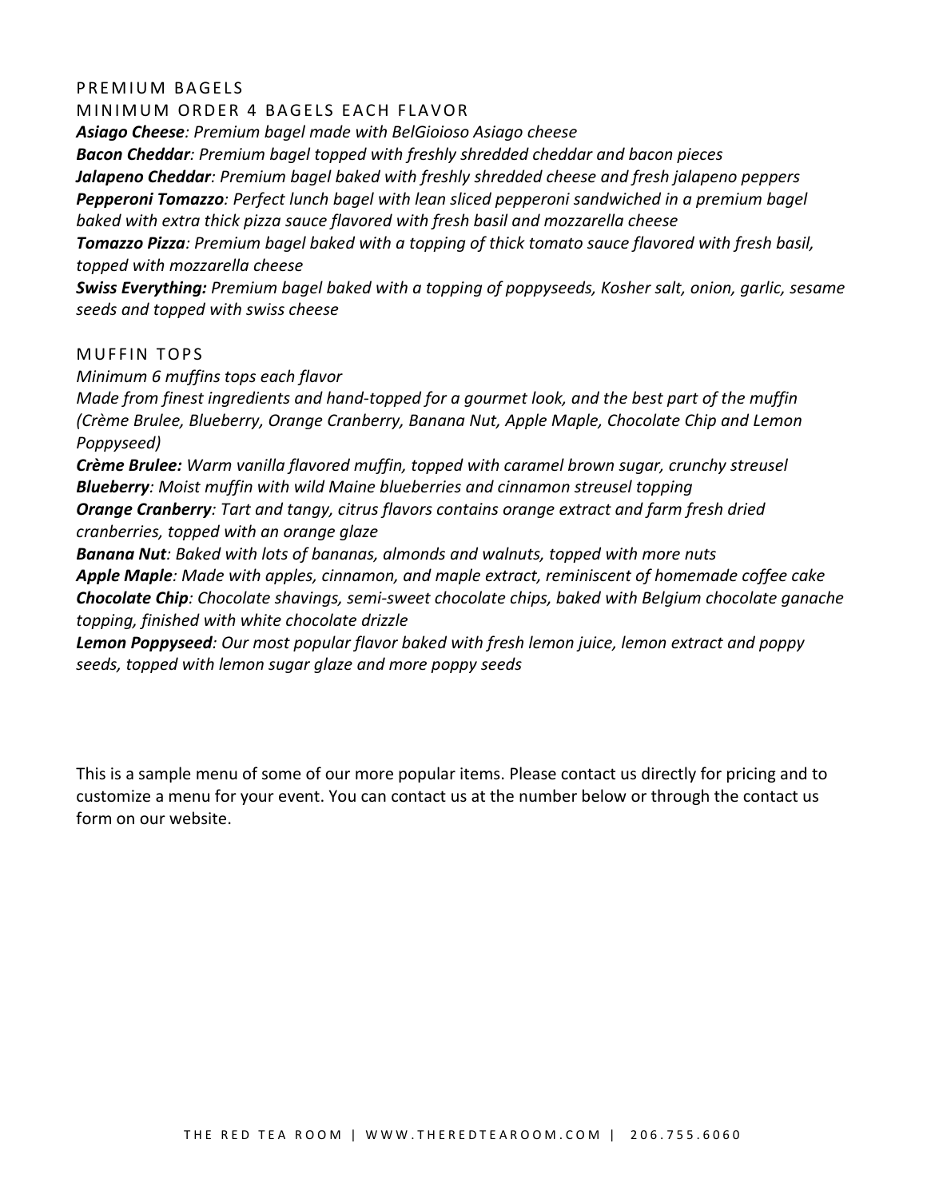## PREMIUM BAGELS

### MINIMUM ORDER 4 BAGELS EACH FLAVOR

***Asiago Cheese**: Premium bagel made with BelGioioso Asiago cheese*
***Bacon Cheddar**: Premium bagel topped with freshly shredded cheddar and bacon pieces*
***Jalapeno Cheddar**: Premium bagel baked with freshly shredded cheese and fresh jalapeno peppers*
***Pepperoni Tomazzo**: Perfect lunch bagel with lean sliced pepperoni sandwiched in a premium bagel baked with extra thick pizza sauce flavored with fresh basil and mozzarella cheese*
***Tomazzo Pizza**: Premium bagel baked with a topping of thick tomato sauce flavored with fresh basil, topped with mozzarella cheese*
***Swiss Everything:** Premium bagel baked with a topping of poppyseeds, Kosher salt, onion, garlic, sesame seeds and topped with swiss cheese*

## MUFFIN TOPS

*Minimum 6 muffins tops each flavor*
*Made from finest ingredients and hand-topped for a gourmet look, and the best part of the muffin (Crème Brulee, Blueberry, Orange Cranberry, Banana Nut, Apple Maple, Chocolate Chip and Lemon Poppyseed)*
***Crème Brulee:** Warm vanilla flavored muffin, topped with caramel brown sugar, crunchy streusel*
***Blueberry**: Moist muffin with wild Maine blueberries and cinnamon streusel topping*
***Orange Cranberry**: Tart and tangy, citrus flavors contains orange extract and farm fresh dried cranberries, topped with an orange glaze*
***Banana Nut**: Baked with lots of bananas, almonds and walnuts, topped with more nuts*
***Apple Maple**: Made with apples, cinnamon, and maple extract, reminiscent of homemade coffee cake*
***Chocolate Chip**: Chocolate shavings, semi-sweet chocolate chips, baked with Belgium chocolate ganache topping, finished with white chocolate drizzle*
***Lemon Poppyseed**: Our most popular flavor baked with fresh lemon juice, lemon extract and poppy seeds, topped with lemon sugar glaze and more poppy seeds*

This is a sample menu of some of our more popular items. Please contact us directly for pricing and to customize a menu for your event. You can contact us at the number below or through the contact us form on our website.

THE RED TEA ROOM | WWW.THEREDTEAROOM.COM | 206.755.6060